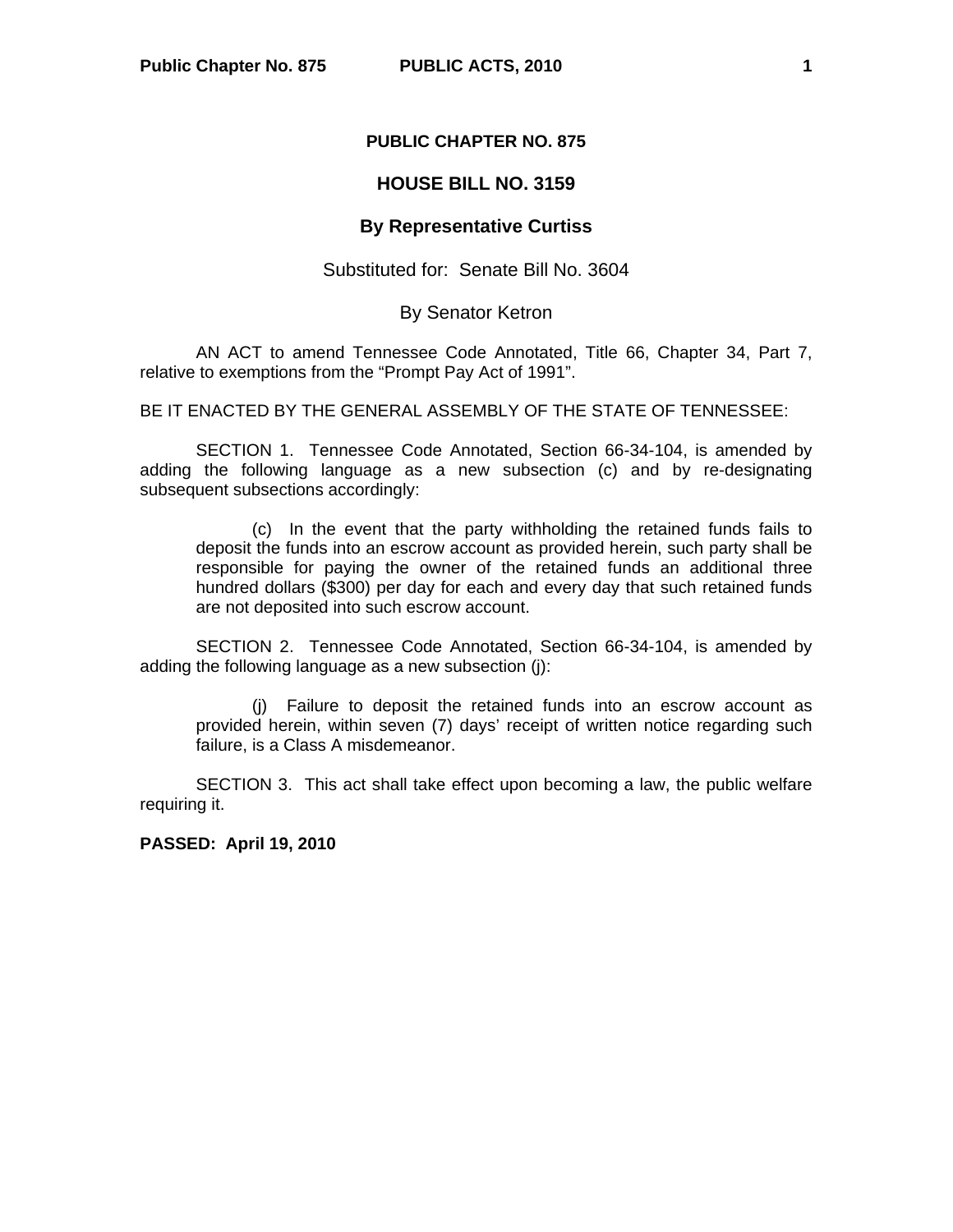# PUBLIC CHAPTER NO. 875

## HOUSE BILL NO. 3159

### By Representative Curtiss

Substituted for: Senate Bill No. 3604

By Senator Ketron

AN ACT to amend Tennessee Code Annotated, Title 66, Chapter 34, Part 7, relative to exemptions from the "Prompt Pay Act of 1991".

BE IT ENACTED BY THE GENERAL ASSEMBLY OF THE STATE OF TENNESSEE:

SECTION 1. Tennessee Code Annotated, Section 66-34-104, is amended by adding the following language as a new subsection (c) and by re-designating subsequent subsections accordingly:

> (c) In the event that the party withholding the retained funds fails to deposit the funds into an escrow account as provided herein, such party shall be responsible for paying the owner of the retained funds an additional three hundred dollars ($300) per day for each and every day that such retained funds are not deposited into such escrow account.

SECTION 2. Tennessee Code Annotated, Section 66-34-104, is amended by adding the following language as a new subsection (j):

> (j) Failure to deposit the retained funds into an escrow account as provided herein, within seven (7) days' receipt of written notice regarding such failure, is a Class A misdemeanor.

SECTION 3. This act shall take effect upon becoming a law, the public welfare requiring it.

**PASSED: April 19, 2010**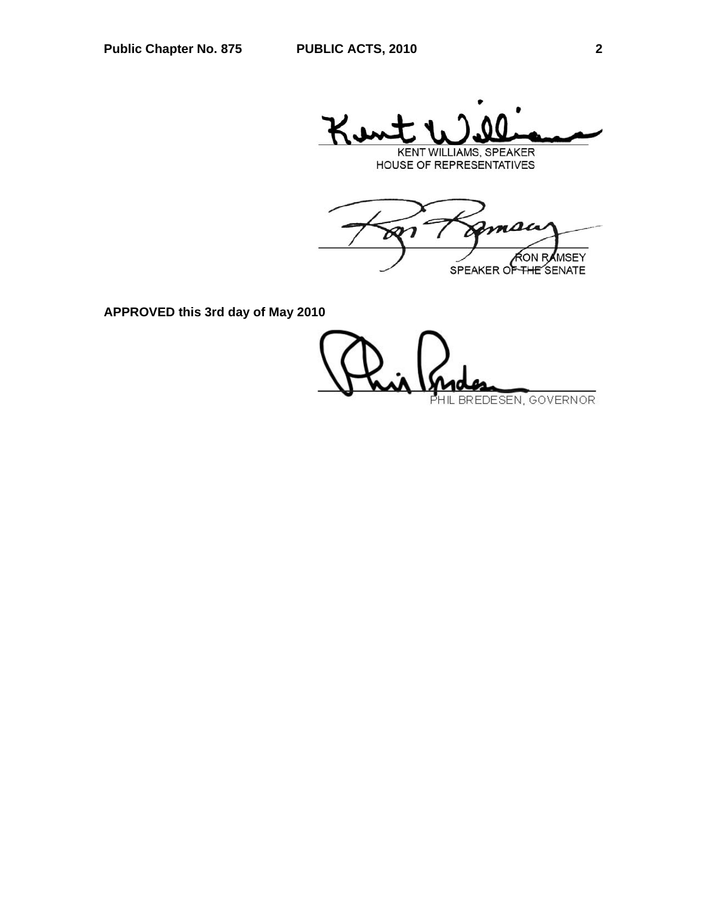KENT WILLIAMS, SPEAKER
HOUSE OF REPRESENTATIVES

RON RAMSEY
SPEAKER OF THE SENATE

**APPROVED this 3rd day of May 2010**

PHIL BREDESEN, GOVERNOR